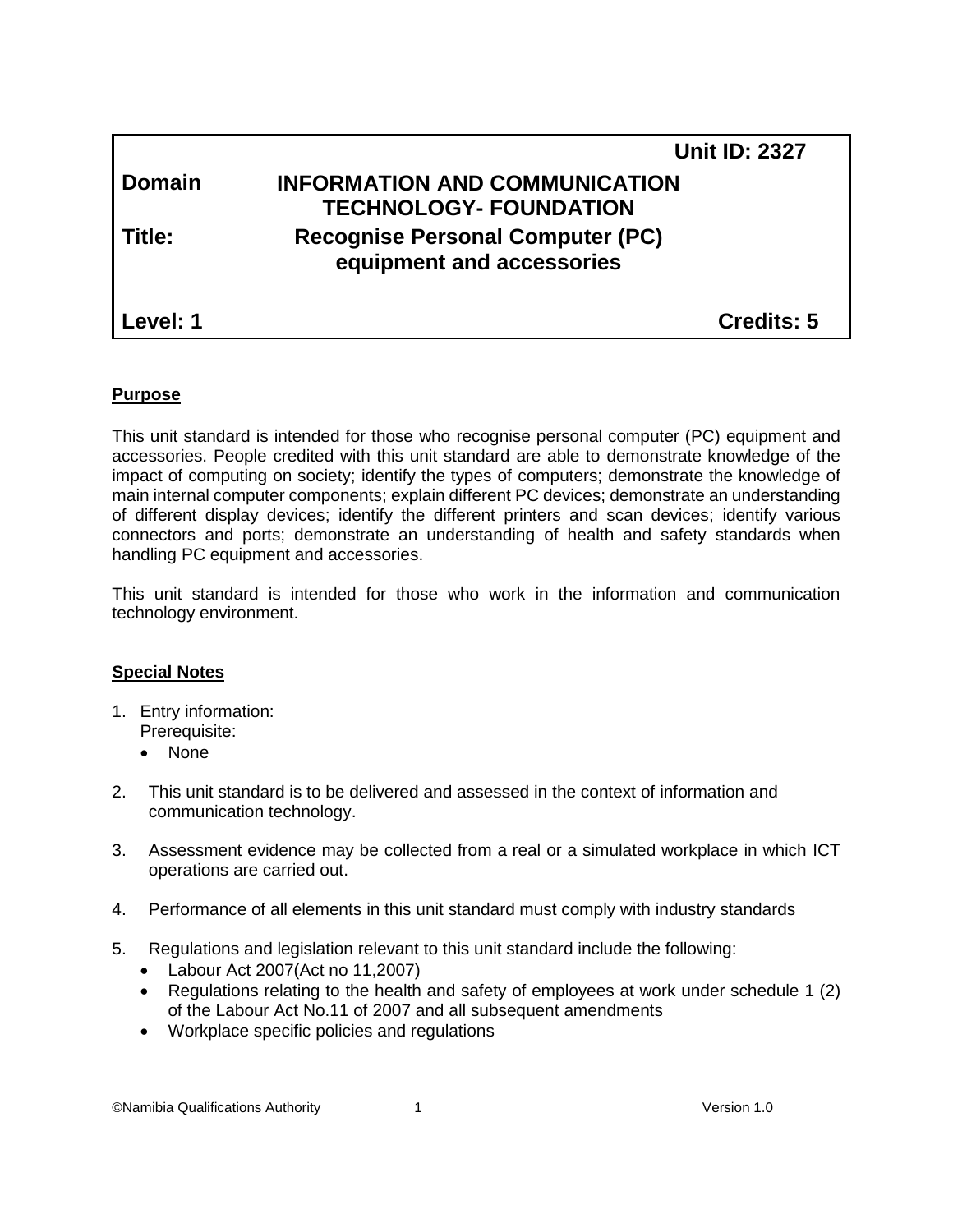| | | |
|---|---|---|
| | | **Unit ID: 2327** |
| **Domain** | **INFORMATION AND COMMUNICATION TECHNOLOGY- FOUNDATION** | |
| **Title:** | **Recognise Personal Computer (PC) equipment and accessories** | |
| **Level: 1** | | **Credits: 5** |

**Purpose**

This unit standard is intended for those who recognise personal computer (PC) equipment and accessories. People credited with this unit standard are able to demonstrate knowledge of the impact of computing on society; identify the types of computers; demonstrate the knowledge of main internal computer components; explain different PC devices; demonstrate an understanding of different display devices; identify the different printers and scan devices; identify various connectors and ports; demonstrate an understanding of health and safety standards when handling PC equipment and accessories.

This unit standard is intended for those who work in the information and communication technology environment.

**Special Notes**

1. Entry information:
   Prerequisite:
   - None

2. This unit standard is to be delivered and assessed in the context of information and communication technology.

3. Assessment evidence may be collected from a real or a simulated workplace in which ICT operations are carried out.

4. Performance of all elements in this unit standard must comply with industry standards

5. Regulations and legislation relevant to this unit standard include the following:
   - Labour Act 2007(Act no 11,2007)
   - Regulations relating to the health and safety of employees at work under schedule 1 (2) of the Labour Act No.11 of 2007 and all subsequent amendments
   - Workplace specific policies and regulations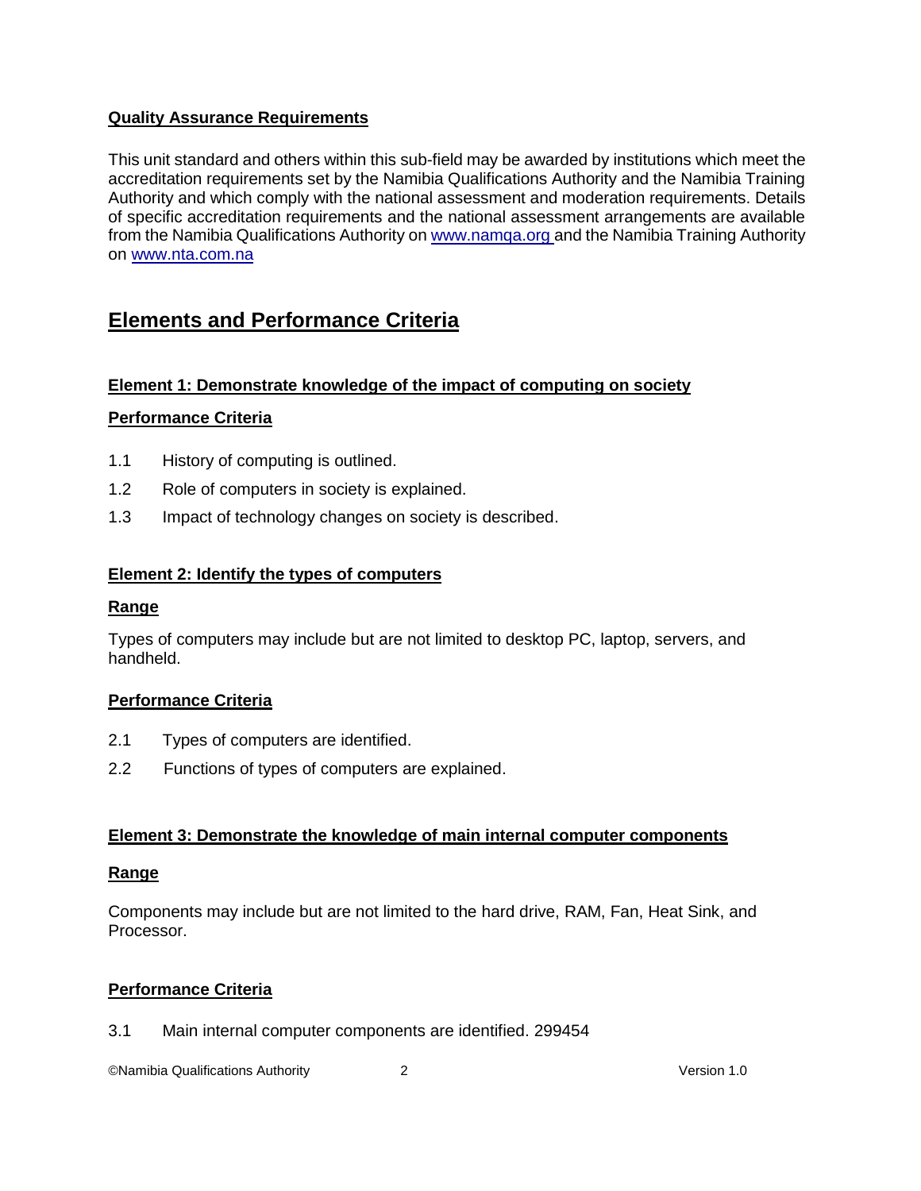**Quality Assurance Requirements**

This unit standard and others within this sub-field may be awarded by institutions which meet the accreditation requirements set by the Namibia Qualifications Authority and the Namibia Training Authority and which comply with the national assessment and moderation requirements. Details of specific accreditation requirements and the national assessment arrangements are available from the Namibia Qualifications Authority on www.namqa.org and the Namibia Training Authority on www.nta.com.na

# Elements and Performance Criteria

## Element 1: Demonstrate knowledge of the impact of computing on society

### Performance Criteria

1.1 History of computing is outlined.

1.2 Role of computers in society is explained.

1.3 Impact of technology changes on society is described.

## Element 2: Identify the types of computers

### Range

Types of computers may include but are not limited to desktop PC, laptop, servers, and handheld.

### Performance Criteria

2.1 Types of computers are identified.

2.2 Functions of types of computers are explained.

## Element 3: Demonstrate the knowledge of main internal computer components

### Range

Components may include but are not limited to the hard drive, RAM, Fan, Heat Sink, and Processor.

### Performance Criteria

3.1 Main internal computer components are identified. 299454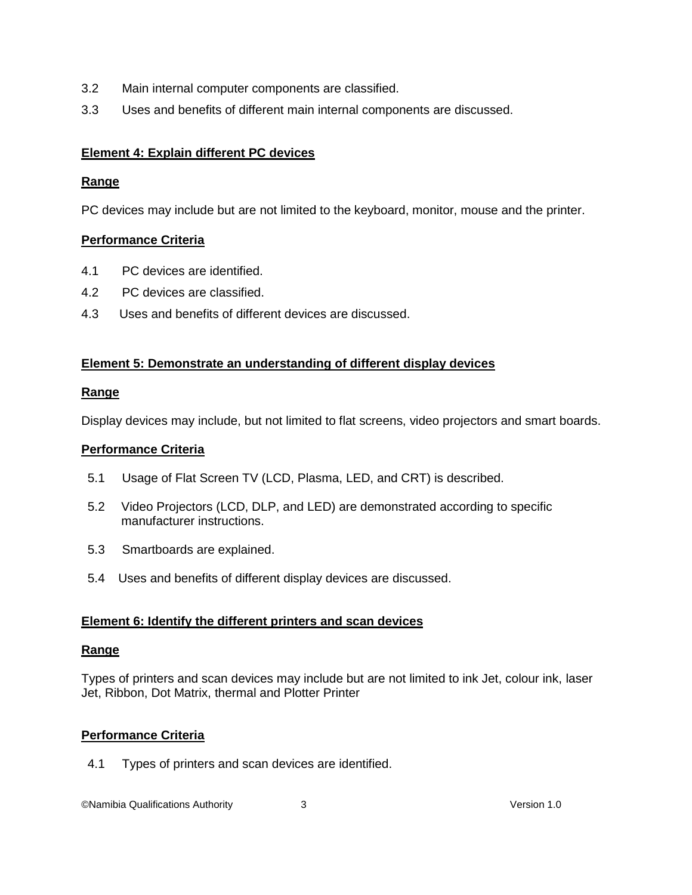3.2 Main internal computer components are classified.

3.3 Uses and benefits of different main internal components are discussed.

**Element 4: Explain different PC devices**

**Range**

PC devices may include but are not limited to the keyboard, monitor, mouse and the printer.

**Performance Criteria**

4.1 PC devices are identified.

4.2 PC devices are classified.

4.3 Uses and benefits of different devices are discussed.

**Element 5: Demonstrate an understanding of different display devices**

**Range**

Display devices may include, but not limited to flat screens, video projectors and smart boards.

**Performance Criteria**

5.1 Usage of Flat Screen TV (LCD, Plasma, LED, and CRT) is described.

5.2 Video Projectors (LCD, DLP, and LED) are demonstrated according to specific manufacturer instructions.

5.3 Smartboards are explained.

5.4 Uses and benefits of different display devices are discussed.

**Element 6: Identify the different printers and scan devices**

**Range**

Types of printers and scan devices may include but are not limited to ink Jet, colour ink, laser Jet, Ribbon, Dot Matrix, thermal and Plotter Printer

**Performance Criteria**

4.1 Types of printers and scan devices are identified.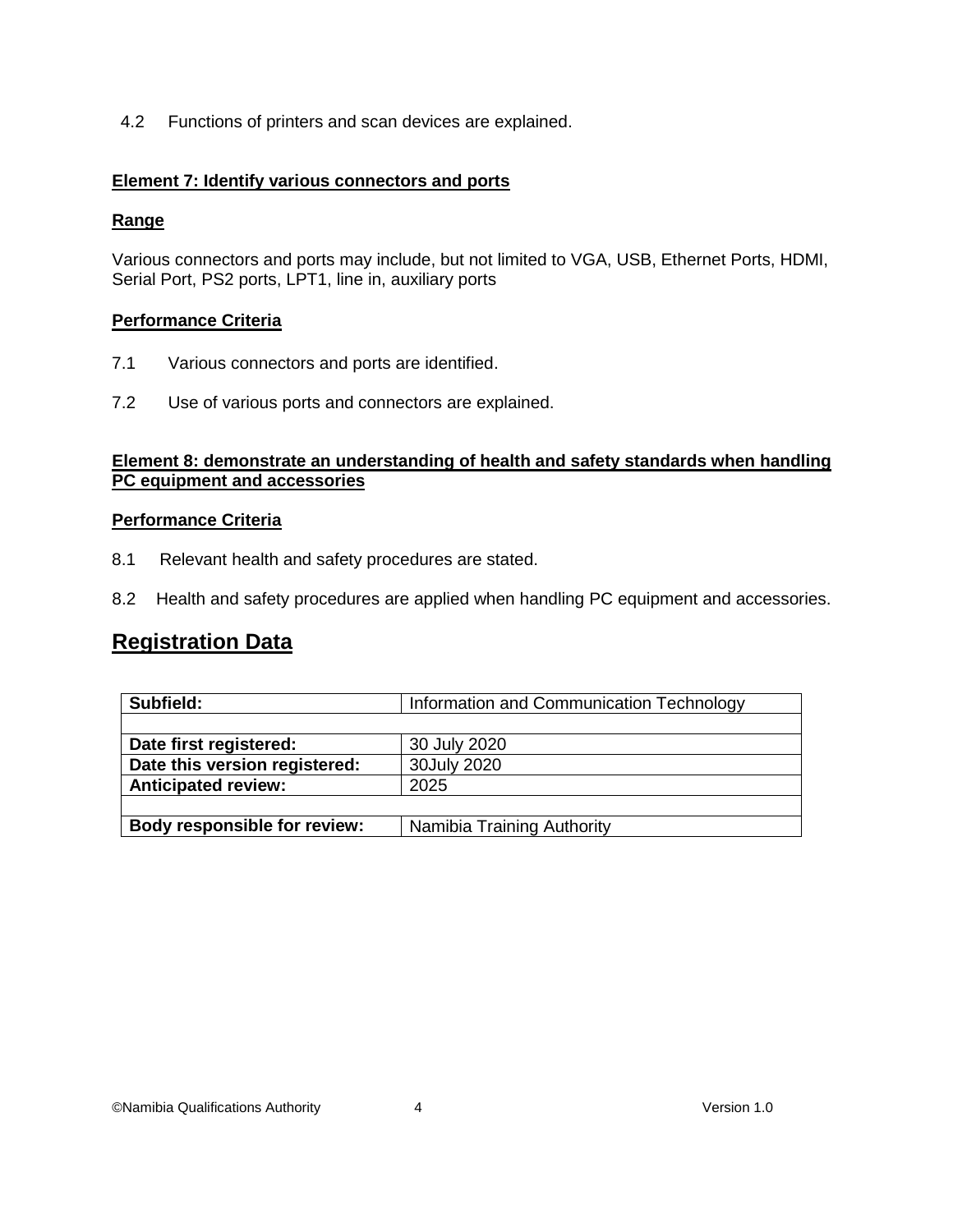4.2 Functions of printers and scan devices are explained.

**Element 7: Identify various connectors and ports**

**Range**

Various connectors and ports may include, but not limited to VGA, USB, Ethernet Ports, HDMI, Serial Port, PS2 ports, LPT1, line in, auxiliary ports

**Performance Criteria**

7.1 Various connectors and ports are identified.

7.2 Use of various ports and connectors are explained.

**Element 8: demonstrate an understanding of health and safety standards when handling PC equipment and accessories**

**Performance Criteria**

8.1 Relevant health and safety procedures are stated.

8.2 Health and safety procedures are applied when handling PC equipment and accessories.

## Registration Data

| | |
|---|---|
| **Subfield:** | Information and Communication Technology |
| | |
| **Date first registered:** | 30 July 2020 |
| **Date this version registered:** | 30July 2020 |
| **Anticipated review:** | 2025 |
| | |
| **Body responsible for review:** | Namibia Training Authority |